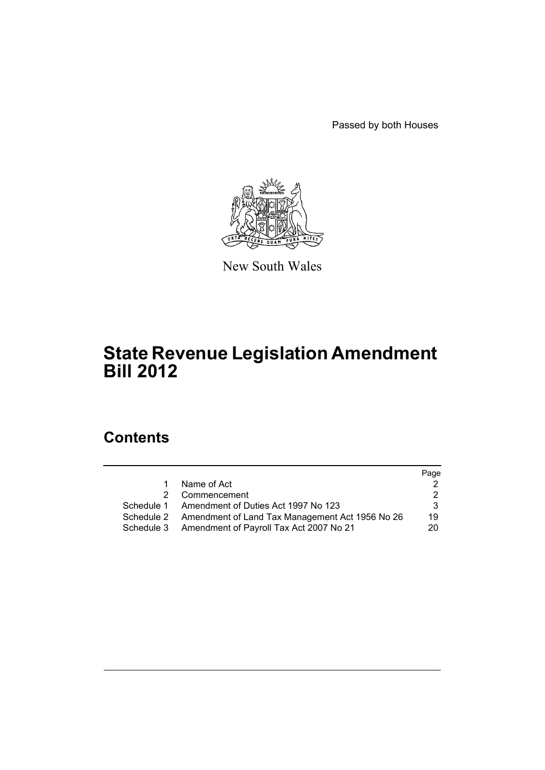Passed by both Houses

New South Wales

# State Revenue Legislation Amendment Bill 2012

## Contents

| | | Page |
|---|---|---|
| 1 | Name of Act | 2 |
| 2 | Commencement | 2 |
| Schedule 1 | Amendment of Duties Act 1997 No 123 | 3 |
| Schedule 2 | Amendment of Land Tax Management Act 1956 No 26 | 19 |
| Schedule 3 | Amendment of Payroll Tax Act 2007 No 21 | 20 |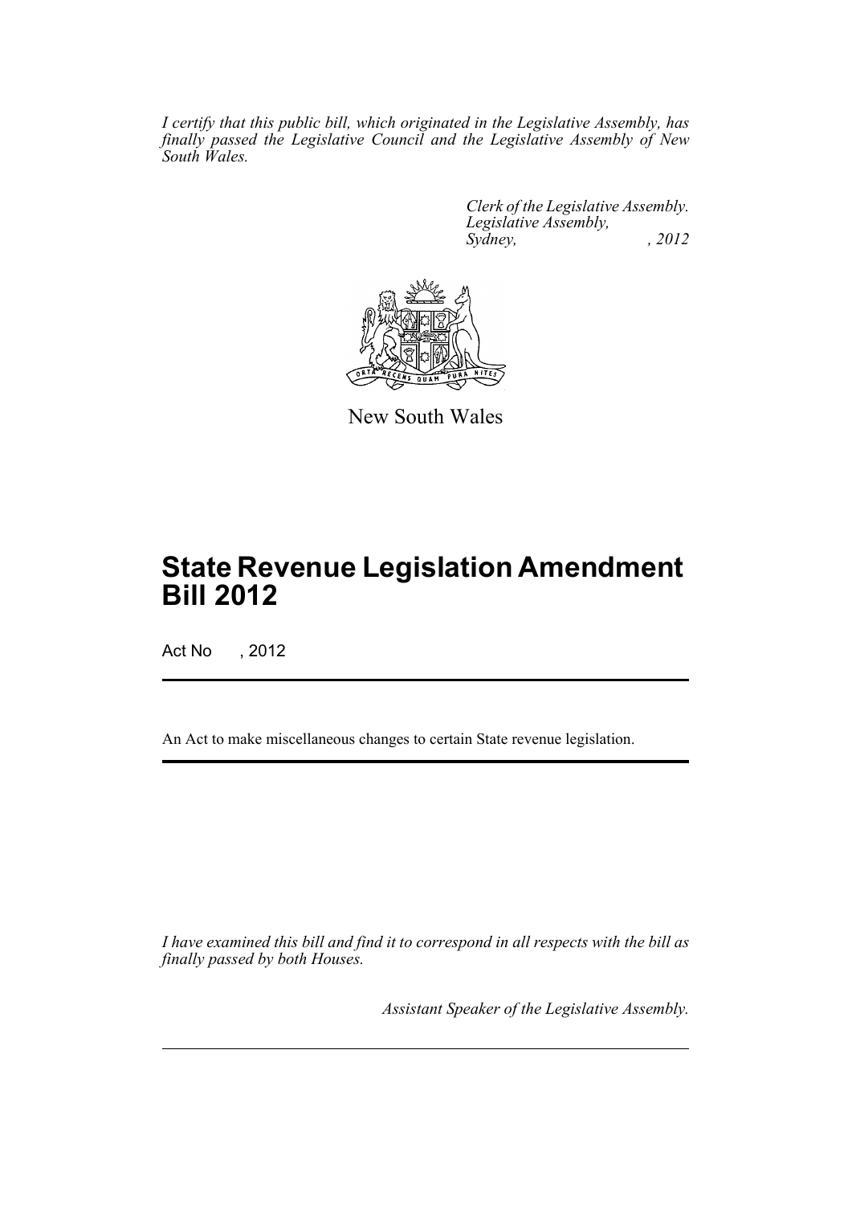*I certify that this public bill, which originated in the Legislative Assembly, has finally passed the Legislative Council and the Legislative Assembly of New South Wales.*

*Clerk of the Legislative Assembly.*
*Legislative Assembly,*
*Sydney, , 2012*

New South Wales

# State Revenue Legislation Amendment Bill 2012

Act No , 2012

An Act to make miscellaneous changes to certain State revenue legislation.

*I have examined this bill and find it to correspond in all respects with the bill as finally passed by both Houses.*

*Assistant Speaker of the Legislative Assembly.*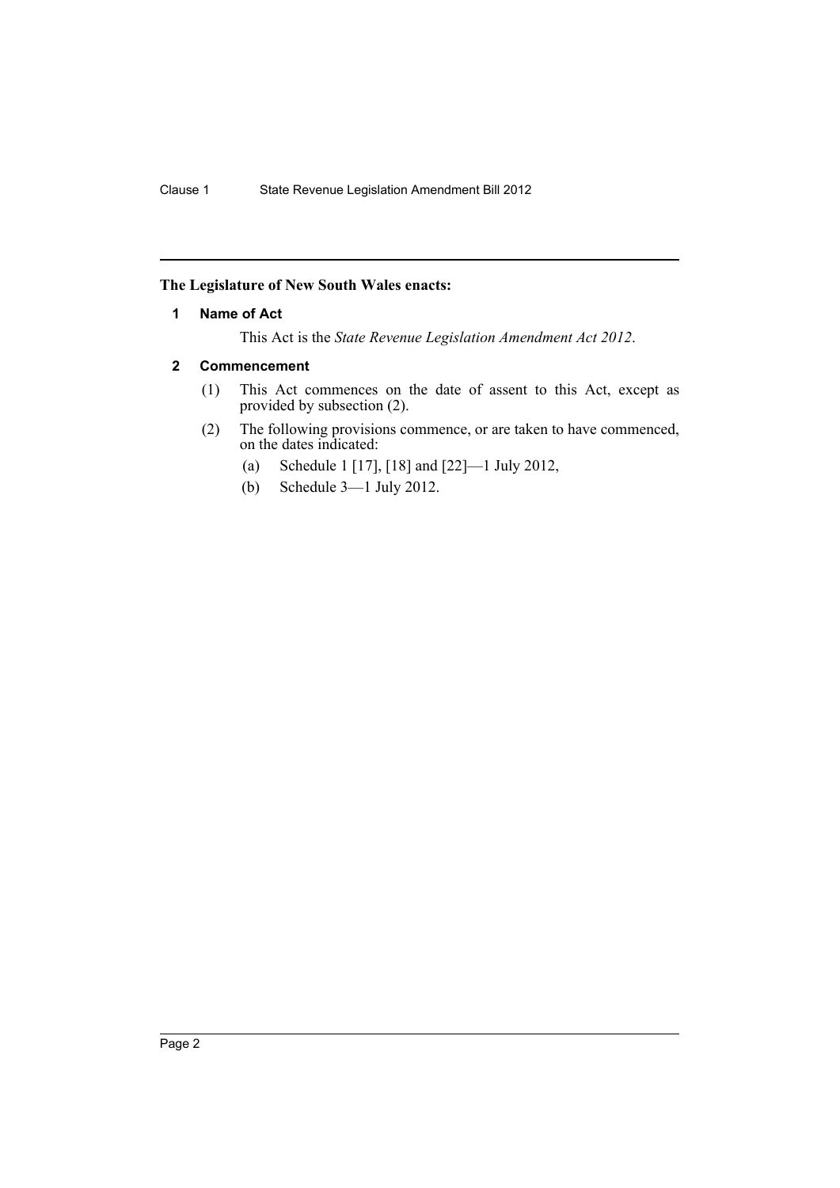**The Legislature of New South Wales enacts:**

## 1 Name of Act

This Act is the *State Revenue Legislation Amendment Act 2012*.

## 2 Commencement

(1) This Act commences on the date of assent to this Act, except as provided by subsection (2).

(2) The following provisions commence, or are taken to have commenced, on the dates indicated:

- (a) Schedule 1 [17], [18] and [22]—1 July 2012,
- (b) Schedule 3—1 July 2012.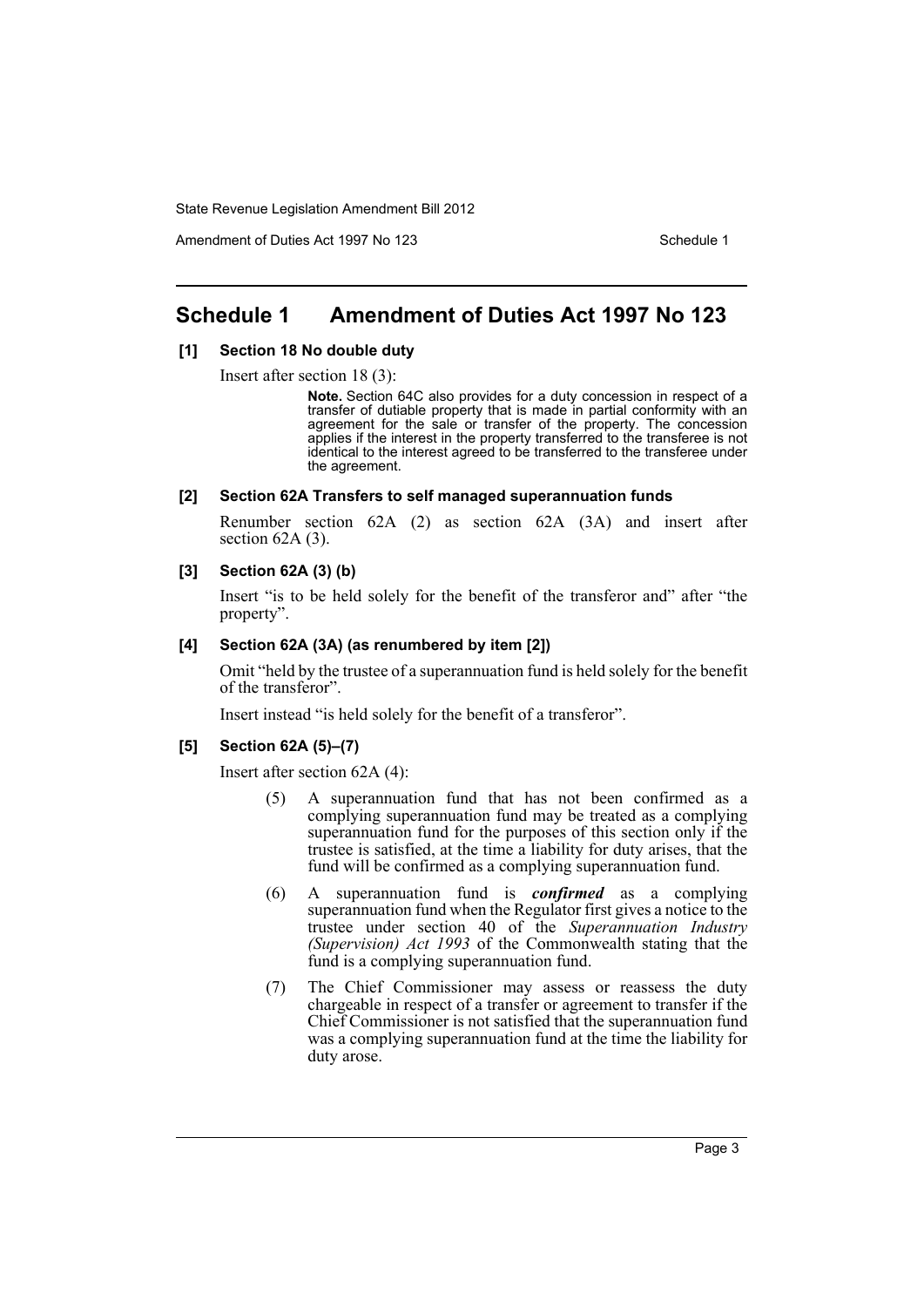# Schedule 1 Amendment of Duties Act 1997 No 123

### [1] Section 18 No double duty

Insert after section 18 (3):

> **Note.** Section 64C also provides for a duty concession in respect of a transfer of dutiable property that is made in partial conformity with an agreement for the sale or transfer of the property. The concession applies if the interest in the property transferred to the transferee is not identical to the interest agreed to be transferred to the transferee under the agreement.

### [2] Section 62A Transfers to self managed superannuation funds

Renumber section 62A (2) as section 62A (3A) and insert after section 62A (3).

### [3] Section 62A (3) (b)

Insert "is to be held solely for the benefit of the transferor and" after "the property".

### [4] Section 62A (3A) (as renumbered by item [2])

Omit "held by the trustee of a superannuation fund is held solely for the benefit of the transferor".

Insert instead "is held solely for the benefit of a transferor".

### [5] Section 62A (5)–(7)

Insert after section 62A (4):

> (5) A superannuation fund that has not been confirmed as a complying superannuation fund may be treated as a complying superannuation fund for the purposes of this section only if the trustee is satisfied, at the time a liability for duty arises, that the fund will be confirmed as a complying superannuation fund.
>
> (6) A superannuation fund is ***confirmed*** as a complying superannuation fund when the Regulator first gives a notice to the trustee under section 40 of the *Superannuation Industry (Supervision) Act 1993* of the Commonwealth stating that the fund is a complying superannuation fund.
>
> (7) The Chief Commissioner may assess or reassess the duty chargeable in respect of a transfer or agreement to transfer if the Chief Commissioner is not satisfied that the superannuation fund was a complying superannuation fund at the time the liability for duty arose.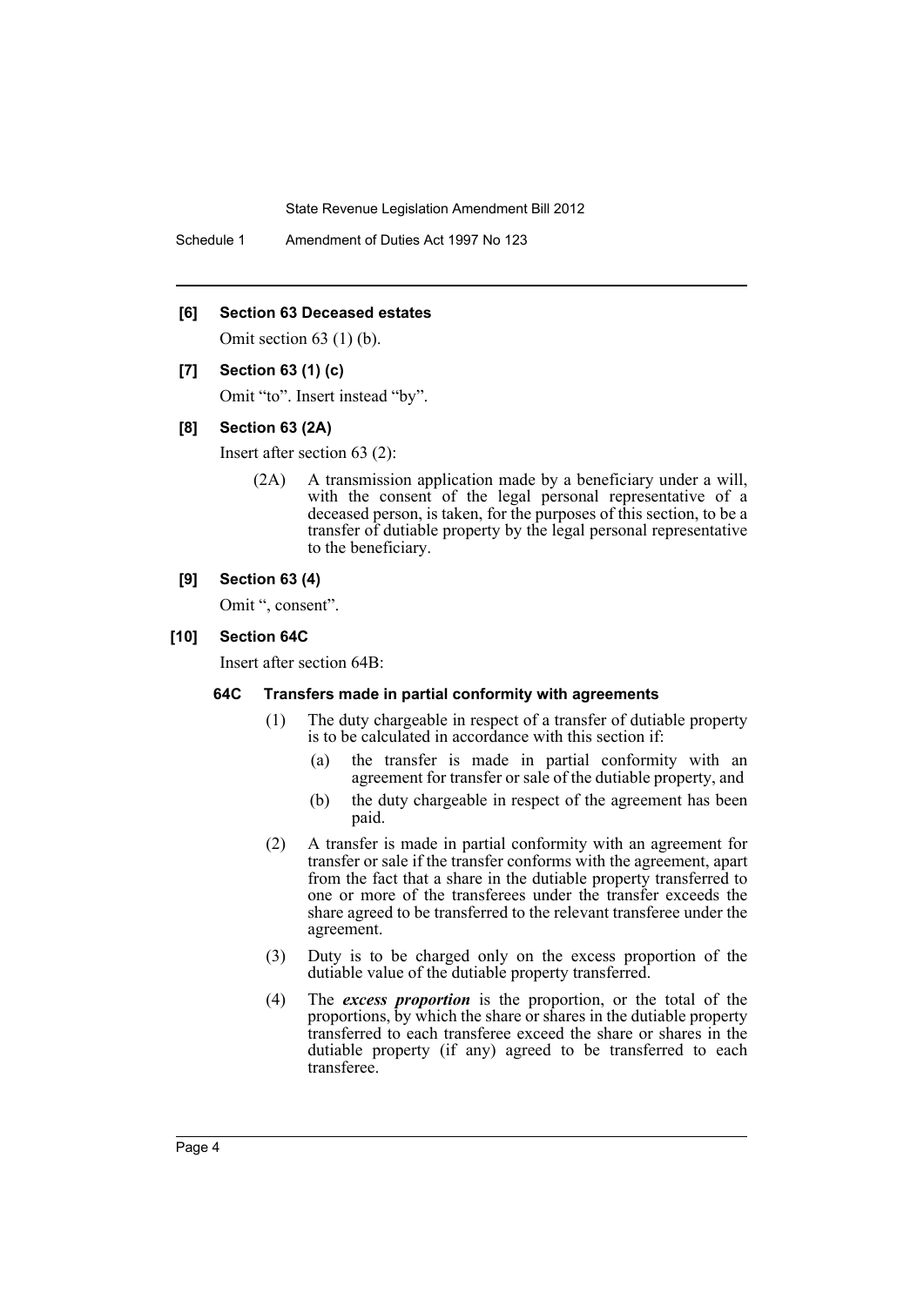**[6] Section 63 Deceased estates**

Omit section 63 (1) (b).

**[7] Section 63 (1) (c)**

Omit "to". Insert instead "by".

**[8] Section 63 (2A)**

Insert after section 63 (2):

(2A) A transmission application made by a beneficiary under a will, with the consent of the legal personal representative of a deceased person, is taken, for the purposes of this section, to be a transfer of dutiable property by the legal personal representative to the beneficiary.

**[9] Section 63 (4)**

Omit ", consent".

**[10] Section 64C**

Insert after section 64B:

**64C Transfers made in partial conformity with agreements**

(1) The duty chargeable in respect of a transfer of dutiable property is to be calculated in accordance with this section if:

(a) the transfer is made in partial conformity with an agreement for transfer or sale of the dutiable property, and

(b) the duty chargeable in respect of the agreement has been paid.

(2) A transfer is made in partial conformity with an agreement for transfer or sale if the transfer conforms with the agreement, apart from the fact that a share in the dutiable property transferred to one or more of the transferees under the transfer exceeds the share agreed to be transferred to the relevant transferee under the agreement.

(3) Duty is to be charged only on the excess proportion of the dutiable value of the dutiable property transferred.

(4) The ***excess proportion*** is the proportion, or the total of the proportions, by which the share or shares in the dutiable property transferred to each transferee exceed the share or shares in the dutiable property (if any) agreed to be transferred to each transferee.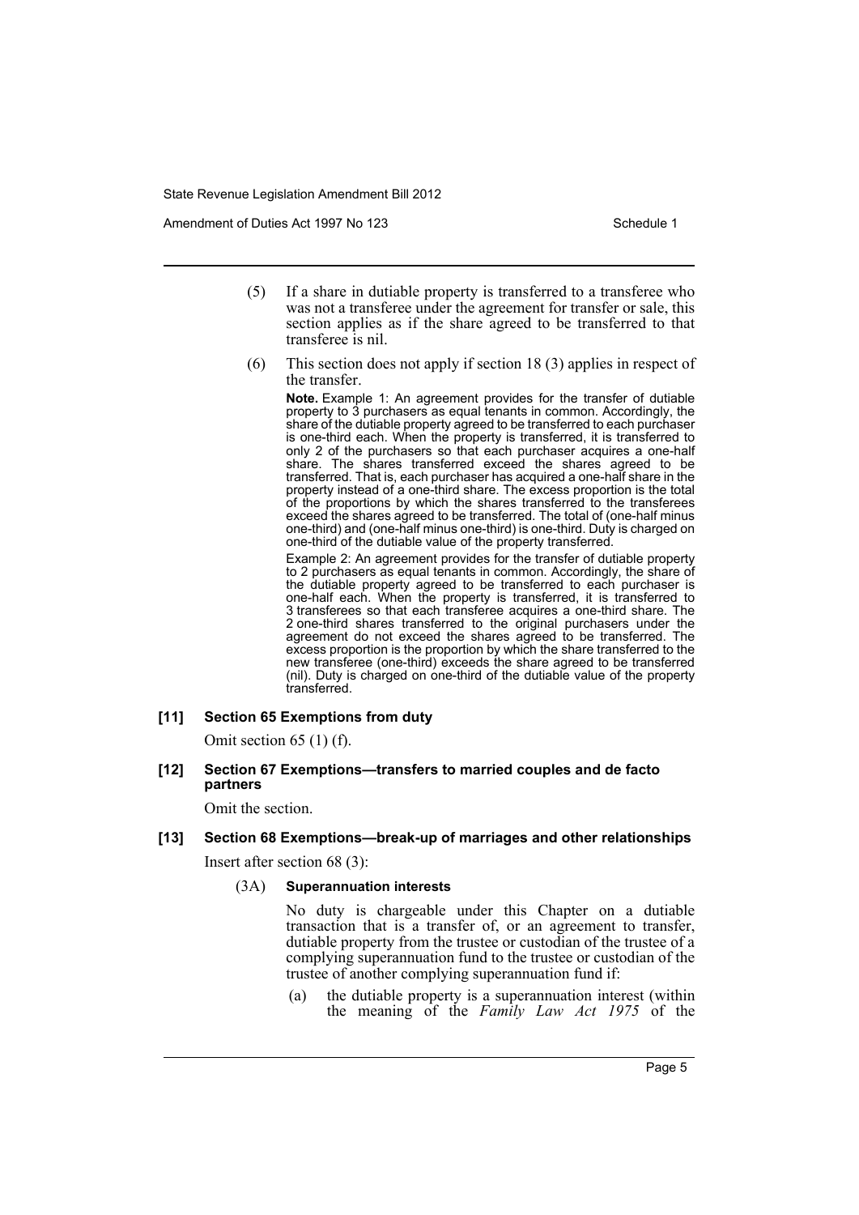(5) If a share in dutiable property is transferred to a transferee who was not a transferee under the agreement for transfer or sale, this section applies as if the share agreed to be transferred to that transferee is nil.

(6) This section does not apply if section 18 (3) applies in respect of the transfer.

**Note.** Example 1: An agreement provides for the transfer of dutiable property to 3 purchasers as equal tenants in common. Accordingly, the share of the dutiable property agreed to be transferred to each purchaser is one-third each. When the property is transferred, it is transferred to only 2 of the purchasers so that each purchaser acquires a one-half share. The shares transferred exceed the shares agreed to be transferred. That is, each purchaser has acquired a one-half share in the property instead of a one-third share. The excess proportion is the total of the proportions by which the shares transferred to the transferees exceed the shares agreed to be transferred. The total of (one-half minus one-third) and (one-half minus one-third) is one-third. Duty is charged on one-third of the dutiable value of the property transferred.

Example 2: An agreement provides for the transfer of dutiable property to 2 purchasers as equal tenants in common. Accordingly, the share of the dutiable property agreed to be transferred to each purchaser is one-half each. When the property is transferred, it is transferred to 3 transferees so that each transferee acquires a one-third share. The 2 one-third shares transferred to the original purchasers under the agreement do not exceed the shares agreed to be transferred. The excess proportion is the proportion by which the share transferred to the new transferee (one-third) exceeds the share agreed to be transferred (nil). Duty is charged on one-third of the dutiable value of the property transferred.

### [11] Section 65 Exemptions from duty

Omit section 65 (1) (f).

### [12] Section 67 Exemptions—transfers to married couples and de facto partners

Omit the section.

### [13] Section 68 Exemptions—break-up of marriages and other relationships

Insert after section 68 (3):

(3A) **Superannuation interests**

No duty is chargeable under this Chapter on a dutiable transaction that is a transfer of, or an agreement to transfer, dutiable property from the trustee or custodian of the trustee of a complying superannuation fund to the trustee or custodian of the trustee of another complying superannuation fund if:

(a) the dutiable property is a superannuation interest (within the meaning of the *Family Law Act 1975* of the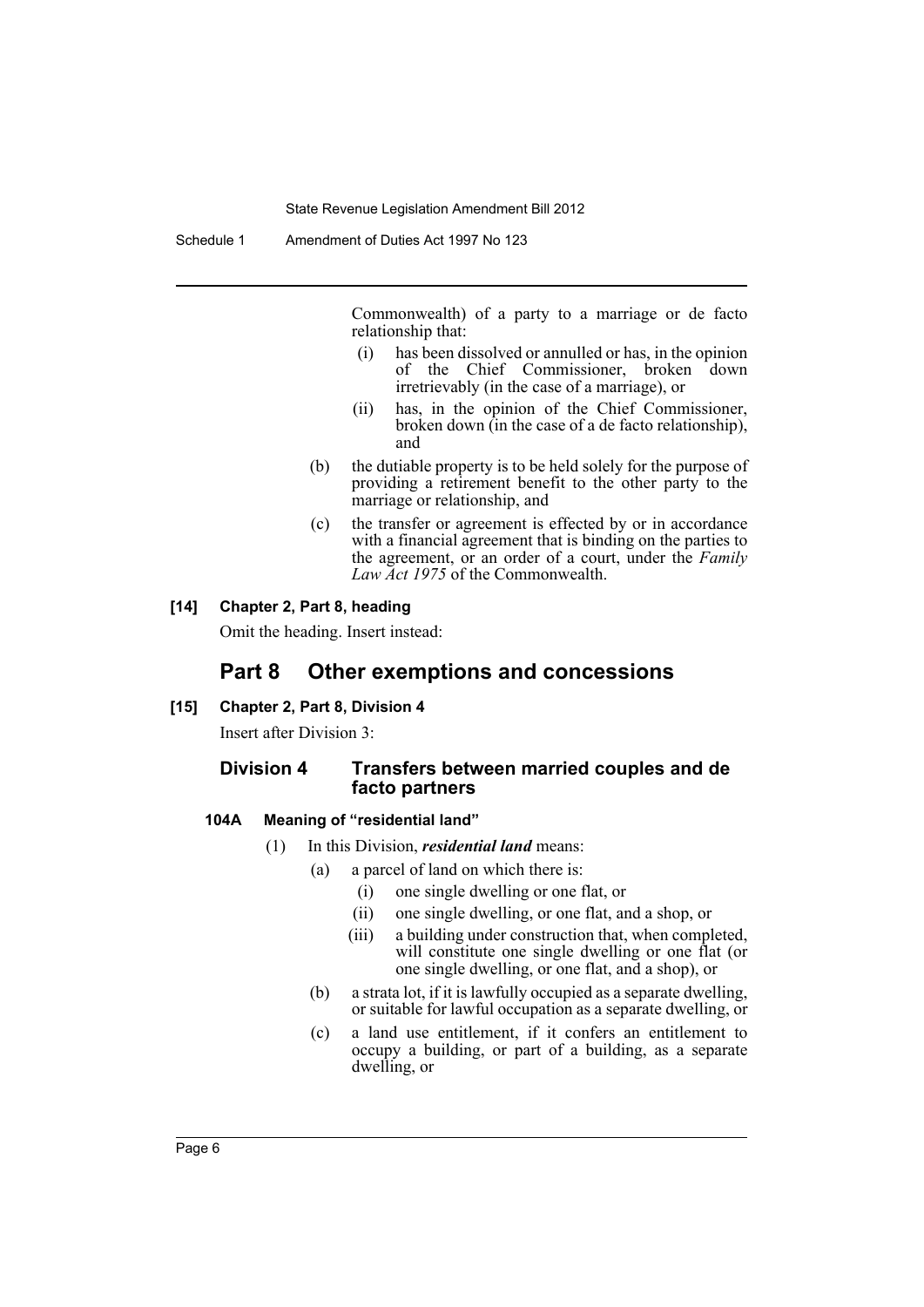Commonwealth) of a party to a marriage or de facto relationship that:

- (i) has been dissolved or annulled or has, in the opinion of the Chief Commissioner, broken down irretrievably (in the case of a marriage), or
- (ii) has, in the opinion of the Chief Commissioner, broken down (in the case of a de facto relationship), and

(b) the dutiable property is to be held solely for the purpose of providing a retirement benefit to the other party to the marriage or relationship, and

(c) the transfer or agreement is effected by or in accordance with a financial agreement that is binding on the parties to the agreement, or an order of a court, under the *Family Law Act 1975* of the Commonwealth.

**[14] Chapter 2, Part 8, heading**

Omit the heading. Insert instead:

## Part 8 Other exemptions and concessions

**[15] Chapter 2, Part 8, Division 4**

Insert after Division 3:

### Division 4 Transfers between married couples and de facto partners

**104A Meaning of "residential land"**

(1) In this Division, ***residential land*** means:

(a) a parcel of land on which there is:

- (i) one single dwelling or one flat, or
- (ii) one single dwelling, or one flat, and a shop, or
- (iii) a building under construction that, when completed, will constitute one single dwelling or one flat (or one single dwelling, or one flat, and a shop), or

(b) a strata lot, if it is lawfully occupied as a separate dwelling, or suitable for lawful occupation as a separate dwelling, or

(c) a land use entitlement, if it confers an entitlement to occupy a building, or part of a building, as a separate dwelling, or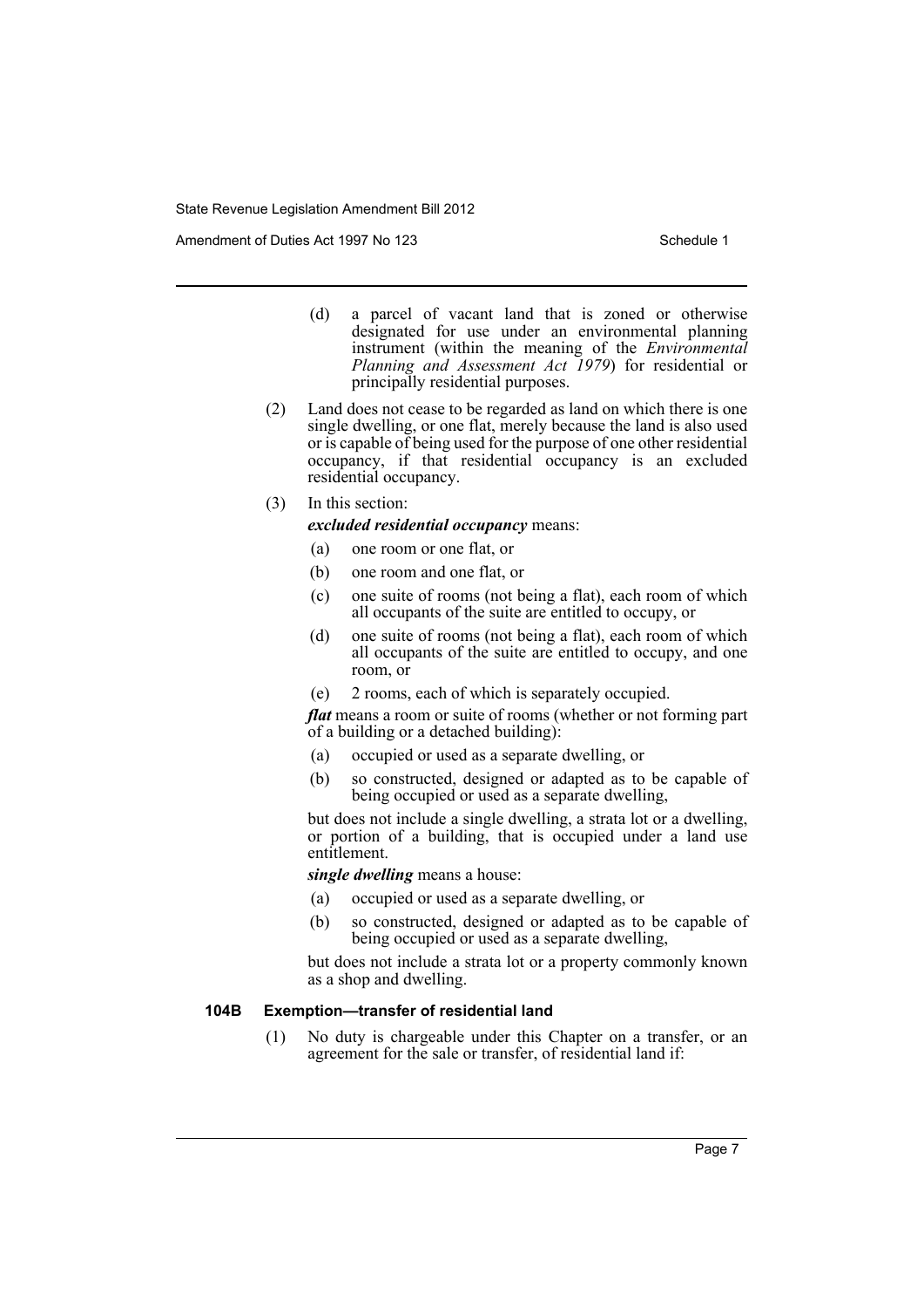(d) a parcel of vacant land that is zoned or otherwise designated for use under an environmental planning instrument (within the meaning of the *Environmental Planning and Assessment Act 1979*) for residential or principally residential purposes.

(2) Land does not cease to be regarded as land on which there is one single dwelling, or one flat, merely because the land is also used or is capable of being used for the purpose of one other residential occupancy, if that residential occupancy is an excluded residential occupancy.

(3) In this section:

***excluded residential occupancy*** means:

(a) one room or one flat, or

(b) one room and one flat, or

(c) one suite of rooms (not being a flat), each room of which all occupants of the suite are entitled to occupy, or

(d) one suite of rooms (not being a flat), each room of which all occupants of the suite are entitled to occupy, and one room, or

(e) 2 rooms, each of which is separately occupied.

***flat*** means a room or suite of rooms (whether or not forming part of a building or a detached building):

(a) occupied or used as a separate dwelling, or

(b) so constructed, designed or adapted as to be capable of being occupied or used as a separate dwelling,

but does not include a single dwelling, a strata lot or a dwelling, or portion of a building, that is occupied under a land use entitlement.

***single dwelling*** means a house:

(a) occupied or used as a separate dwelling, or

(b) so constructed, designed or adapted as to be capable of being occupied or used as a separate dwelling,

but does not include a strata lot or a property commonly known as a shop and dwelling.

**104B Exemption—transfer of residential land**

(1) No duty is chargeable under this Chapter on a transfer, or an agreement for the sale or transfer, of residential land if: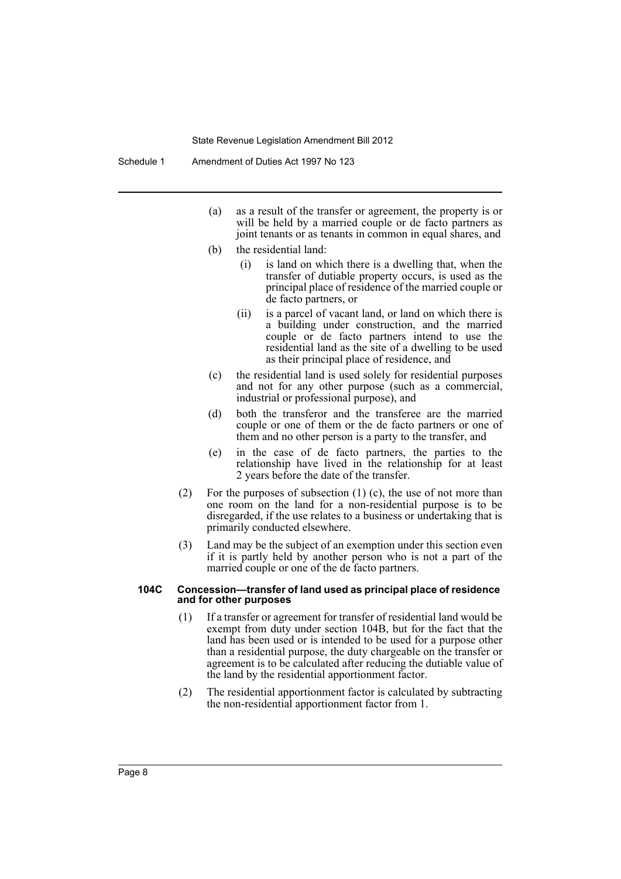(a) as a result of the transfer or agreement, the property is or will be held by a married couple or de facto partners as joint tenants or as tenants in common in equal shares, and

(b) the residential land:

  (i) is land on which there is a dwelling that, when the transfer of dutiable property occurs, is used as the principal place of residence of the married couple or de facto partners, or

  (ii) is a parcel of vacant land, or land on which there is a building under construction, and the married couple or de facto partners intend to use the residential land as the site of a dwelling to be used as their principal place of residence, and

(c) the residential land is used solely for residential purposes and not for any other purpose (such as a commercial, industrial or professional purpose), and

(d) both the transferor and the transferee are the married couple or one of them or the de facto partners or one of them and no other person is a party to the transfer, and

(e) in the case of de facto partners, the parties to the relationship have lived in the relationship for at least 2 years before the date of the transfer.

(2) For the purposes of subsection (1) (c), the use of not more than one room on the land for a non-residential purpose is to be disregarded, if the use relates to a business or undertaking that is primarily conducted elsewhere.

(3) Land may be the subject of an exemption under this section even if it is partly held by another person who is not a part of the married couple or one of the de facto partners.

#### 104C Concession—transfer of land used as principal place of residence and for other purposes

(1) If a transfer or agreement for transfer of residential land would be exempt from duty under section 104B, but for the fact that the land has been used or is intended to be used for a purpose other than a residential purpose, the duty chargeable on the transfer or agreement is to be calculated after reducing the dutiable value of the land by the residential apportionment factor.

(2) The residential apportionment factor is calculated by subtracting the non-residential apportionment factor from 1.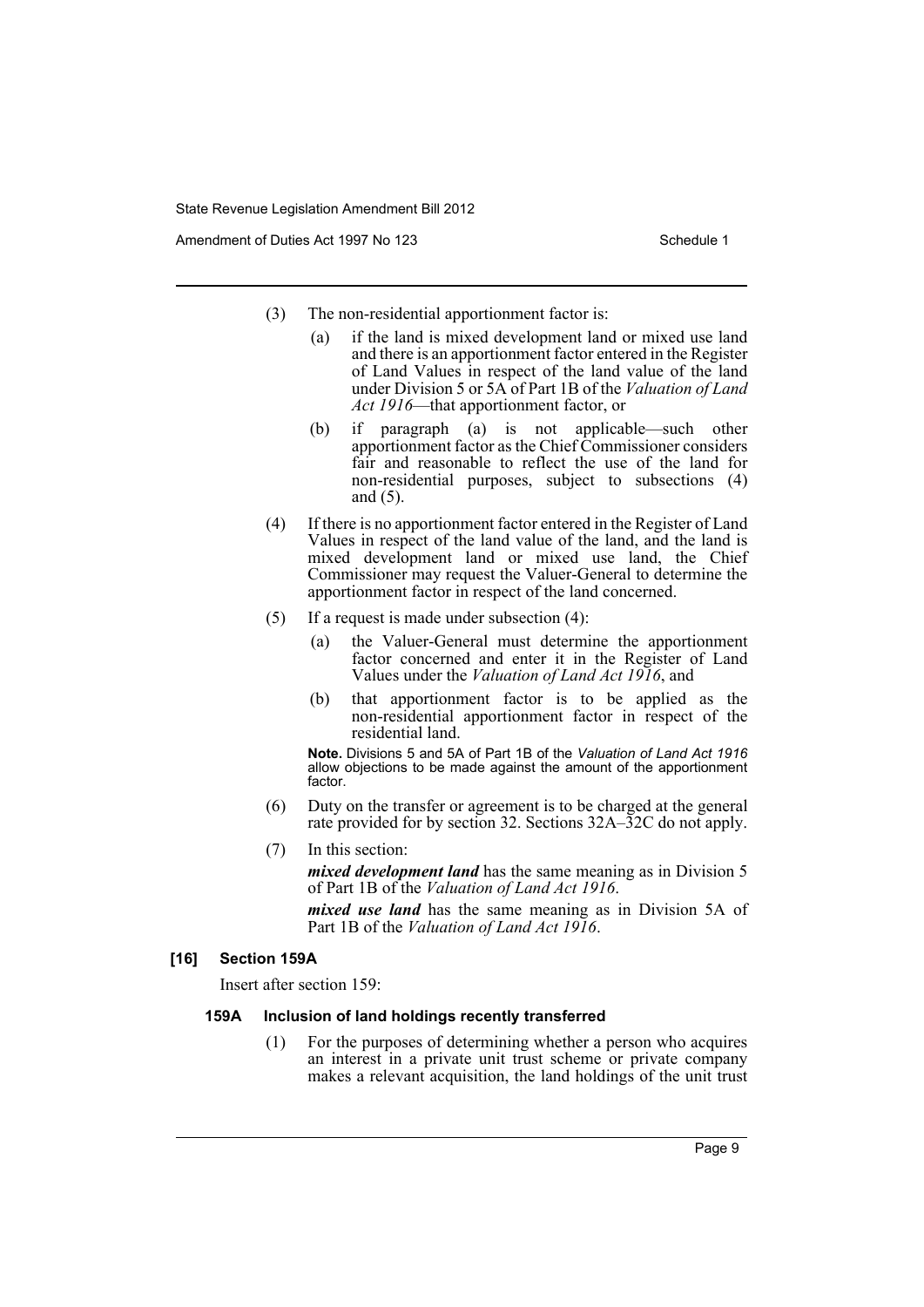(3) The non-residential apportionment factor is:

(a) if the land is mixed development land or mixed use land and there is an apportionment factor entered in the Register of Land Values in respect of the land value of the land under Division 5 or 5A of Part 1B of the *Valuation of Land Act 1916*—that apportionment factor, or

(b) if paragraph (a) is not applicable—such other apportionment factor as the Chief Commissioner considers fair and reasonable to reflect the use of the land for non-residential purposes, subject to subsections (4) and (5).

(4) If there is no apportionment factor entered in the Register of Land Values in respect of the land value of the land, and the land is mixed development land or mixed use land, the Chief Commissioner may request the Valuer-General to determine the apportionment factor in respect of the land concerned.

(5) If a request is made under subsection (4):

(a) the Valuer-General must determine the apportionment factor concerned and enter it in the Register of Land Values under the *Valuation of Land Act 1916*, and

(b) that apportionment factor is to be applied as the non-residential apportionment factor in respect of the residential land.

**Note.** Divisions 5 and 5A of Part 1B of the *Valuation of Land Act 1916* allow objections to be made against the amount of the apportionment factor.

(6) Duty on the transfer or agreement is to be charged at the general rate provided for by section 32. Sections 32A–32C do not apply.

(7) In this section:

***mixed development land*** has the same meaning as in Division 5 of Part 1B of the *Valuation of Land Act 1916*.

***mixed use land*** has the same meaning as in Division 5A of Part 1B of the *Valuation of Land Act 1916*.

### [16] Section 159A

Insert after section 159:

#### 159A Inclusion of land holdings recently transferred

(1) For the purposes of determining whether a person who acquires an interest in a private unit trust scheme or private company makes a relevant acquisition, the land holdings of the unit trust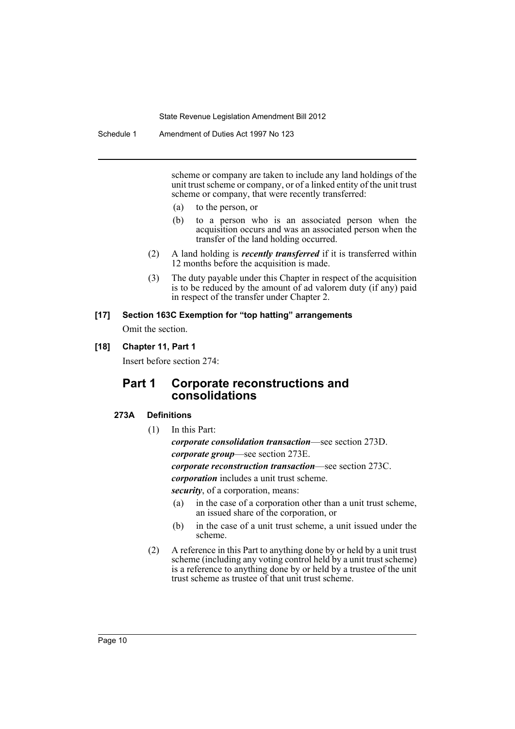scheme or company are taken to include any land holdings of the unit trust scheme or company, or of a linked entity of the unit trust scheme or company, that were recently transferred:

(a) to the person, or

(b) to a person who is an associated person when the acquisition occurs and was an associated person when the transfer of the land holding occurred.

(2) A land holding is ***recently transferred*** if it is transferred within 12 months before the acquisition is made.

(3) The duty payable under this Chapter in respect of the acquisition is to be reduced by the amount of ad valorem duty (if any) paid in respect of the transfer under Chapter 2.

**[17] Section 163C Exemption for "top hatting" arrangements**

Omit the section.

**[18] Chapter 11, Part 1**

Insert before section 274:

## Part 1 Corporate reconstructions and consolidations

### 273A Definitions

(1) In this Part:

***corporate consolidation transaction***—see section 273D.

***corporate group***—see section 273E.

***corporate reconstruction transaction***—see section 273C.

***corporation*** includes a unit trust scheme.

***security***, of a corporation, means:

(a) in the case of a corporation other than a unit trust scheme, an issued share of the corporation, or

(b) in the case of a unit trust scheme, a unit issued under the scheme.

(2) A reference in this Part to anything done by or held by a unit trust scheme (including any voting control held by a unit trust scheme) is a reference to anything done by or held by a trustee of the unit trust scheme as trustee of that unit trust scheme.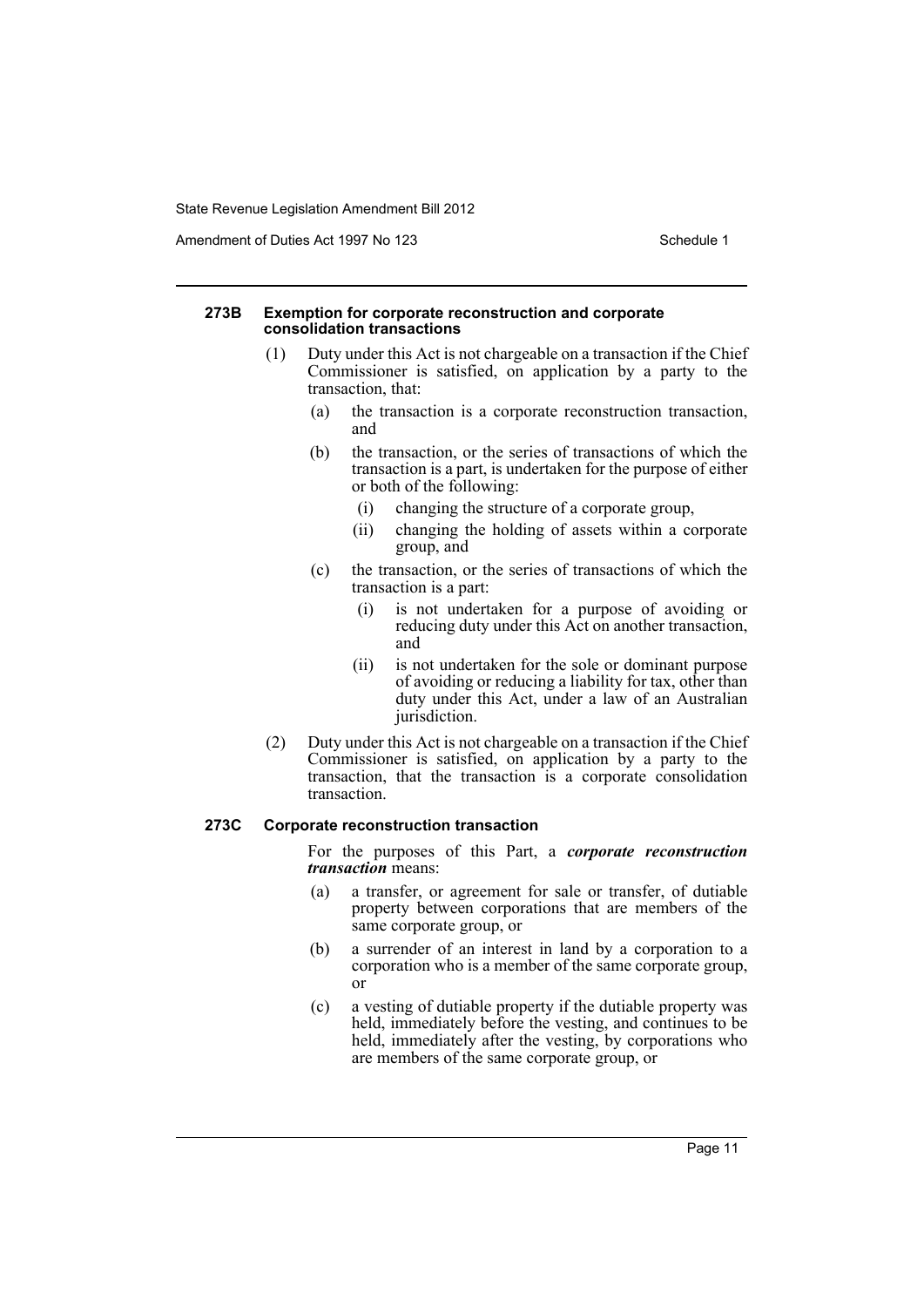#### 273B Exemption for corporate reconstruction and corporate consolidation transactions

(1) Duty under this Act is not chargeable on a transaction if the Chief Commissioner is satisfied, on application by a party to the transaction, that:

- (a) the transaction is a corporate reconstruction transaction, and
- (b) the transaction, or the series of transactions of which the transaction is a part, is undertaken for the purpose of either or both of the following:
  - (i) changing the structure of a corporate group,
  - (ii) changing the holding of assets within a corporate group, and
- (c) the transaction, or the series of transactions of which the transaction is a part:
  - (i) is not undertaken for a purpose of avoiding or reducing duty under this Act on another transaction, and
  - (ii) is not undertaken for the sole or dominant purpose of avoiding or reducing a liability for tax, other than duty under this Act, under a law of an Australian jurisdiction.

(2) Duty under this Act is not chargeable on a transaction if the Chief Commissioner is satisfied, on application by a party to the transaction, that the transaction is a corporate consolidation transaction.

#### 273C Corporate reconstruction transaction

For the purposes of this Part, a ***corporate reconstruction transaction*** means:

- (a) a transfer, or agreement for sale or transfer, of dutiable property between corporations that are members of the same corporate group, or
- (b) a surrender of an interest in land by a corporation to a corporation who is a member of the same corporate group, or
- (c) a vesting of dutiable property if the dutiable property was held, immediately before the vesting, and continues to be held, immediately after the vesting, by corporations who are members of the same corporate group, or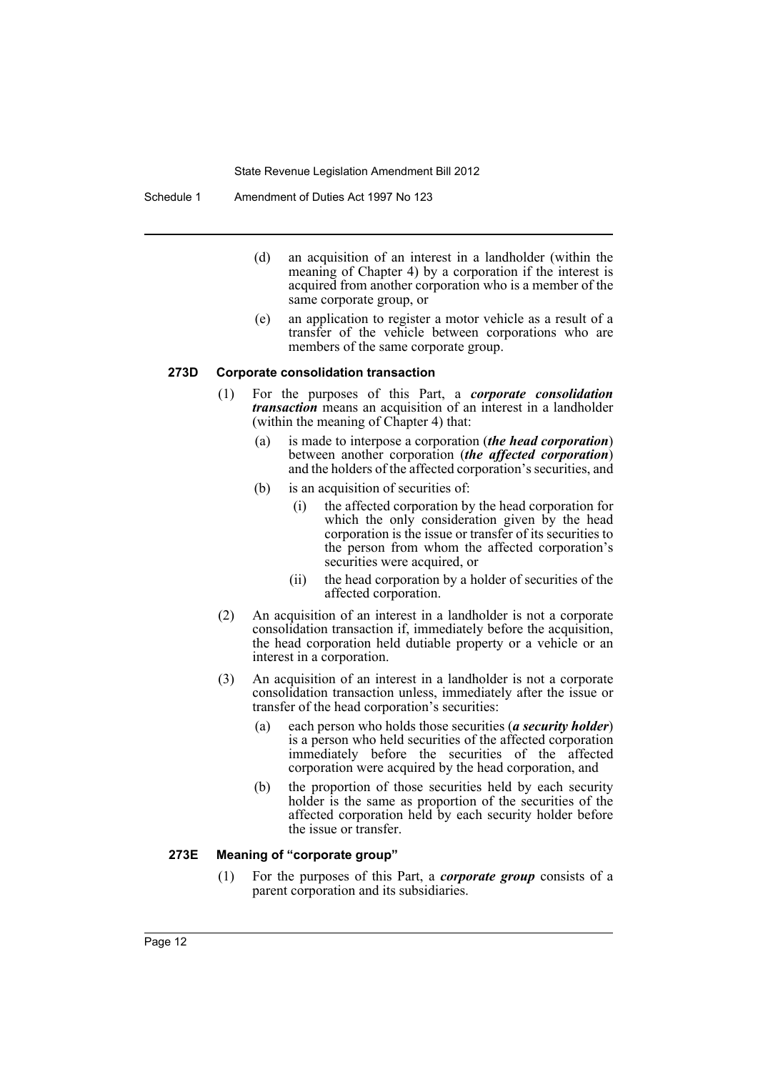(d) an acquisition of an interest in a landholder (within the meaning of Chapter 4) by a corporation if the interest is acquired from another corporation who is a member of the same corporate group, or

(e) an application to register a motor vehicle as a result of a transfer of the vehicle between corporations who are members of the same corporate group.

**273D Corporate consolidation transaction**

(1) For the purposes of this Part, a ***corporate consolidation transaction*** means an acquisition of an interest in a landholder (within the meaning of Chapter 4) that:

(a) is made to interpose a corporation (***the head corporation***) between another corporation (***the affected corporation***) and the holders of the affected corporation's securities, and

(b) is an acquisition of securities of:

(i) the affected corporation by the head corporation for which the only consideration given by the head corporation is the issue or transfer of its securities to the person from whom the affected corporation's securities were acquired, or

(ii) the head corporation by a holder of securities of the affected corporation.

(2) An acquisition of an interest in a landholder is not a corporate consolidation transaction if, immediately before the acquisition, the head corporation held dutiable property or a vehicle or an interest in a corporation.

(3) An acquisition of an interest in a landholder is not a corporate consolidation transaction unless, immediately after the issue or transfer of the head corporation's securities:

(a) each person who holds those securities (***a security holder***) is a person who held securities of the affected corporation immediately before the securities of the affected corporation were acquired by the head corporation, and

(b) the proportion of those securities held by each security holder is the same as proportion of the securities of the affected corporation held by each security holder before the issue or transfer.

**273E Meaning of "corporate group"**

(1) For the purposes of this Part, a ***corporate group*** consists of a parent corporation and its subsidiaries.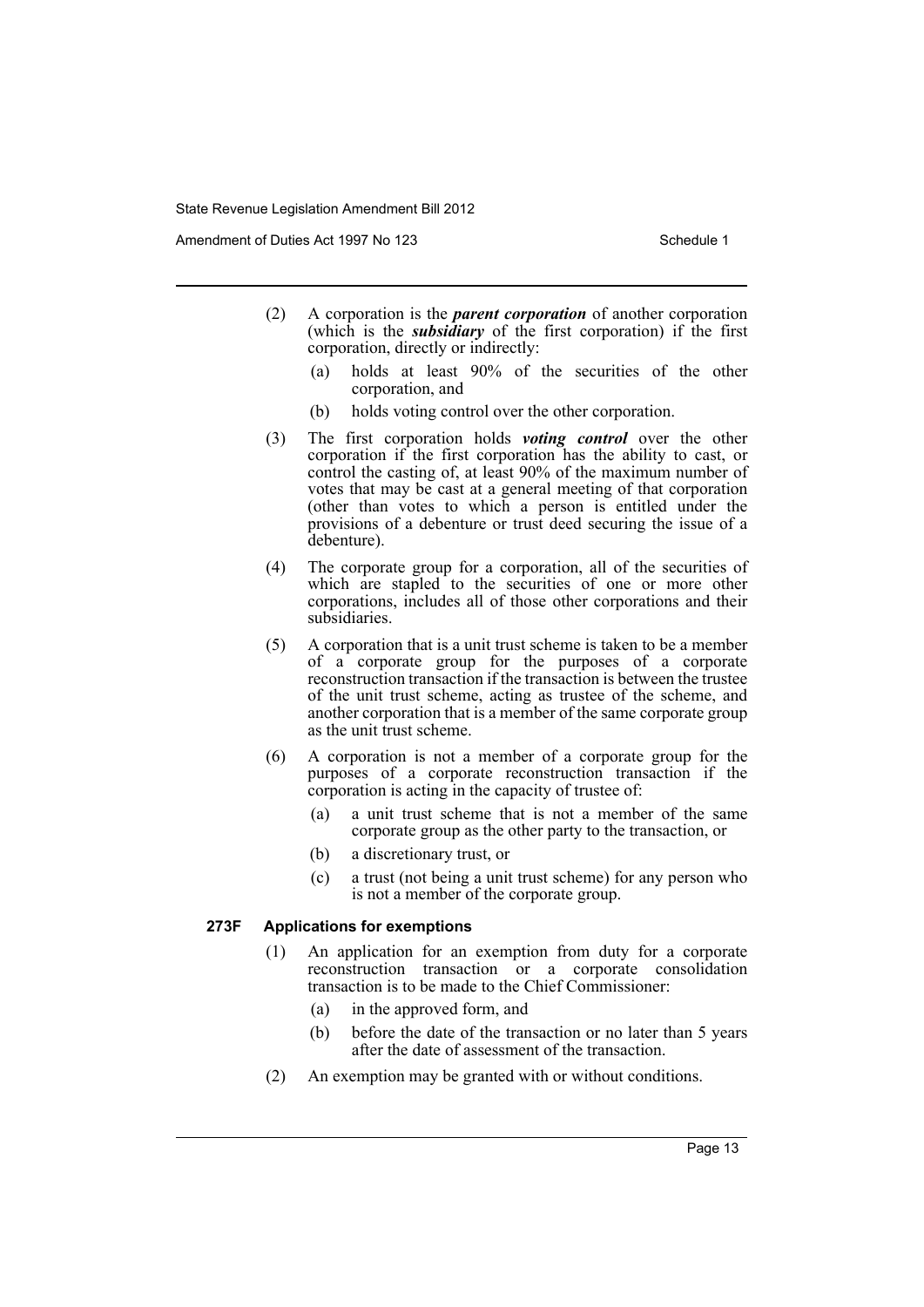(2) A corporation is the ***parent corporation*** of another corporation (which is the ***subsidiary*** of the first corporation) if the first corporation, directly or indirectly:

- (a) holds at least 90% of the securities of the other corporation, and
- (b) holds voting control over the other corporation.

(3) The first corporation holds ***voting control*** over the other corporation if the first corporation has the ability to cast, or control the casting of, at least 90% of the maximum number of votes that may be cast at a general meeting of that corporation (other than votes to which a person is entitled under the provisions of a debenture or trust deed securing the issue of a debenture).

(4) The corporate group for a corporation, all of the securities of which are stapled to the securities of one or more other corporations, includes all of those other corporations and their subsidiaries.

(5) A corporation that is a unit trust scheme is taken to be a member of a corporate group for the purposes of a corporate reconstruction transaction if the transaction is between the trustee of the unit trust scheme, acting as trustee of the scheme, and another corporation that is a member of the same corporate group as the unit trust scheme.

(6) A corporation is not a member of a corporate group for the purposes of a corporate reconstruction transaction if the corporation is acting in the capacity of trustee of:

- (a) a unit trust scheme that is not a member of the same corporate group as the other party to the transaction, or
- (b) a discretionary trust, or
- (c) a trust (not being a unit trust scheme) for any person who is not a member of the corporate group.

### 273F Applications for exemptions

(1) An application for an exemption from duty for a corporate reconstruction transaction or a corporate consolidation transaction is to be made to the Chief Commissioner:

- (a) in the approved form, and
- (b) before the date of the transaction or no later than 5 years after the date of assessment of the transaction.

(2) An exemption may be granted with or without conditions.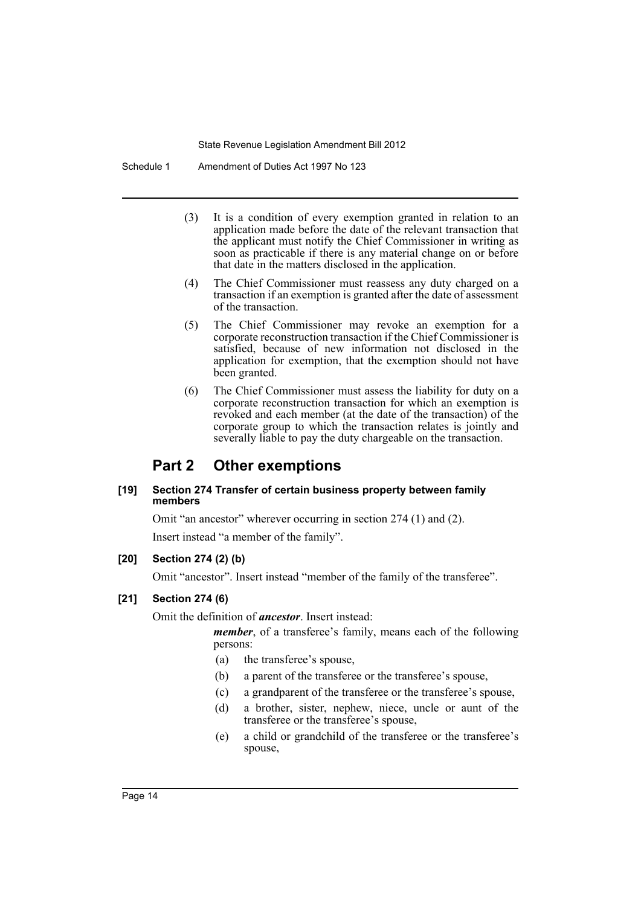(3) It is a condition of every exemption granted in relation to an application made before the date of the relevant transaction that the applicant must notify the Chief Commissioner in writing as soon as practicable if there is any material change on or before that date in the matters disclosed in the application.

(4) The Chief Commissioner must reassess any duty charged on a transaction if an exemption is granted after the date of assessment of the transaction.

(5) The Chief Commissioner may revoke an exemption for a corporate reconstruction transaction if the Chief Commissioner is satisfied, because of new information not disclosed in the application for exemption, that the exemption should not have been granted.

(6) The Chief Commissioner must assess the liability for duty on a corporate reconstruction transaction for which an exemption is revoked and each member (at the date of the transaction) of the corporate group to which the transaction relates is jointly and severally liable to pay the duty chargeable on the transaction.

## Part 2 Other exemptions

#### [19] Section 274 Transfer of certain business property between family members

Omit "an ancestor" wherever occurring in section 274 (1) and (2).

Insert instead "a member of the family".

#### [20] Section 274 (2) (b)

Omit "ancestor". Insert instead "member of the family of the transferee".

#### [21] Section 274 (6)

Omit the definition of ***ancestor***. Insert instead:

***member***, of a transferee's family, means each of the following persons:

(a) the transferee's spouse,

(b) a parent of the transferee or the transferee's spouse,

(c) a grandparent of the transferee or the transferee's spouse,

(d) a brother, sister, nephew, niece, uncle or aunt of the transferee or the transferee's spouse,

(e) a child or grandchild of the transferee or the transferee's spouse,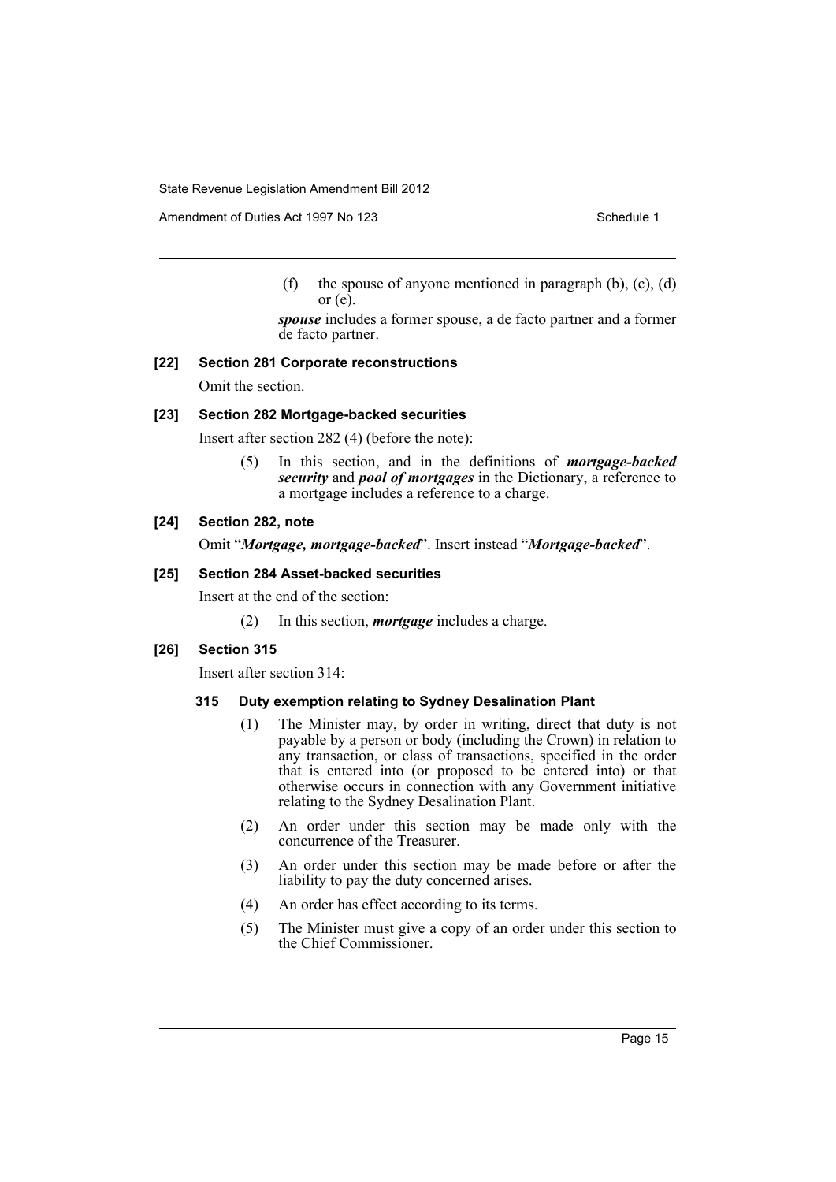(f) the spouse of anyone mentioned in paragraph (b), (c), (d) or (e).

***spouse*** includes a former spouse, a de facto partner and a former de facto partner.

**[22] Section 281 Corporate reconstructions**

Omit the section.

**[23] Section 282 Mortgage-backed securities**

Insert after section 282 (4) (before the note):

(5) In this section, and in the definitions of ***mortgage-backed security*** and ***pool of mortgages*** in the Dictionary, a reference to a mortgage includes a reference to a charge.

**[24] Section 282, note**

Omit "***Mortgage, mortgage-backed***". Insert instead "***Mortgage-backed***".

**[25] Section 284 Asset-backed securities**

Insert at the end of the section:

(2) In this section, ***mortgage*** includes a charge.

**[26] Section 315**

Insert after section 314:

**315 Duty exemption relating to Sydney Desalination Plant**

(1) The Minister may, by order in writing, direct that duty is not payable by a person or body (including the Crown) in relation to any transaction, or class of transactions, specified in the order that is entered into (or proposed to be entered into) or that otherwise occurs in connection with any Government initiative relating to the Sydney Desalination Plant.

(2) An order under this section may be made only with the concurrence of the Treasurer.

(3) An order under this section may be made before or after the liability to pay the duty concerned arises.

(4) An order has effect according to its terms.

(5) The Minister must give a copy of an order under this section to the Chief Commissioner.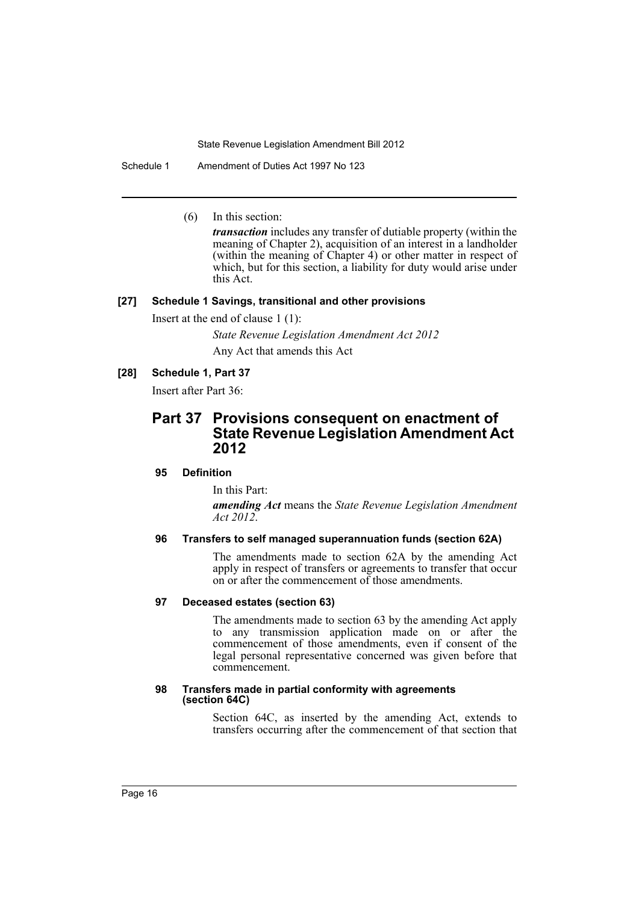(6) In this section:

***transaction*** includes any transfer of dutiable property (within the meaning of Chapter 2), acquisition of an interest in a landholder (within the meaning of Chapter 4) or other matter in respect of which, but for this section, a liability for duty would arise under this Act.

**[27] Schedule 1 Savings, transitional and other provisions**

Insert at the end of clause 1 (1):

*State Revenue Legislation Amendment Act 2012*

Any Act that amends this Act

**[28] Schedule 1, Part 37**

Insert after Part 36:

## Part 37 Provisions consequent on enactment of State Revenue Legislation Amendment Act 2012

### 95 Definition

In this Part:

***amending Act*** means the *State Revenue Legislation Amendment Act 2012*.

### 96 Transfers to self managed superannuation funds (section 62A)

The amendments made to section 62A by the amending Act apply in respect of transfers or agreements to transfer that occur on or after the commencement of those amendments.

### 97 Deceased estates (section 63)

The amendments made to section 63 by the amending Act apply to any transmission application made on or after the commencement of those amendments, even if consent of the legal personal representative concerned was given before that commencement.

### 98 Transfers made in partial conformity with agreements (section 64C)

Section 64C, as inserted by the amending Act, extends to transfers occurring after the commencement of that section that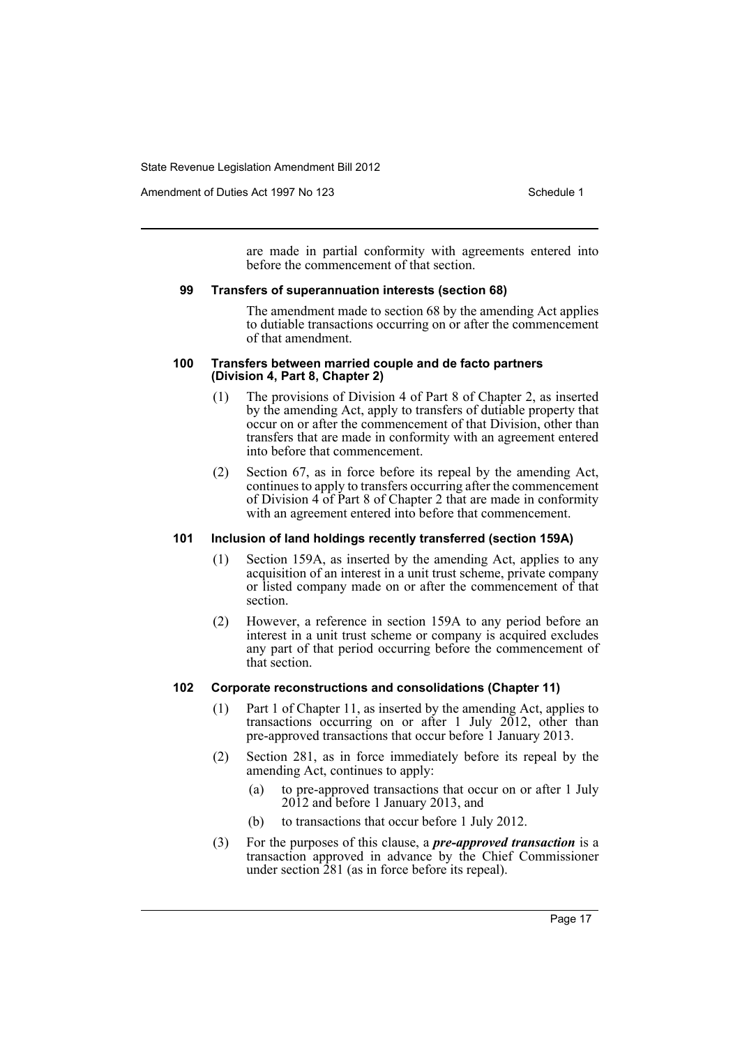are made in partial conformity with agreements entered into before the commencement of that section.

### 99 Transfers of superannuation interests (section 68)

The amendment made to section 68 by the amending Act applies to dutiable transactions occurring on or after the commencement of that amendment.

### 100 Transfers between married couple and de facto partners (Division 4, Part 8, Chapter 2)

(1) The provisions of Division 4 of Part 8 of Chapter 2, as inserted by the amending Act, apply to transfers of dutiable property that occur on or after the commencement of that Division, other than transfers that are made in conformity with an agreement entered into before that commencement.

(2) Section 67, as in force before its repeal by the amending Act, continues to apply to transfers occurring after the commencement of Division 4 of Part 8 of Chapter 2 that are made in conformity with an agreement entered into before that commencement.

### 101 Inclusion of land holdings recently transferred (section 159A)

(1) Section 159A, as inserted by the amending Act, applies to any acquisition of an interest in a unit trust scheme, private company or listed company made on or after the commencement of that section.

(2) However, a reference in section 159A to any period before an interest in a unit trust scheme or company is acquired excludes any part of that period occurring before the commencement of that section.

### 102 Corporate reconstructions and consolidations (Chapter 11)

(1) Part 1 of Chapter 11, as inserted by the amending Act, applies to transactions occurring on or after 1 July 2012, other than pre-approved transactions that occur before 1 January 2013.

(2) Section 281, as in force immediately before its repeal by the amending Act, continues to apply:

- (a) to pre-approved transactions that occur on or after 1 July 2012 and before 1 January 2013, and
- (b) to transactions that occur before 1 July 2012.

(3) For the purposes of this clause, a ***pre-approved transaction*** is a transaction approved in advance by the Chief Commissioner under section 281 (as in force before its repeal).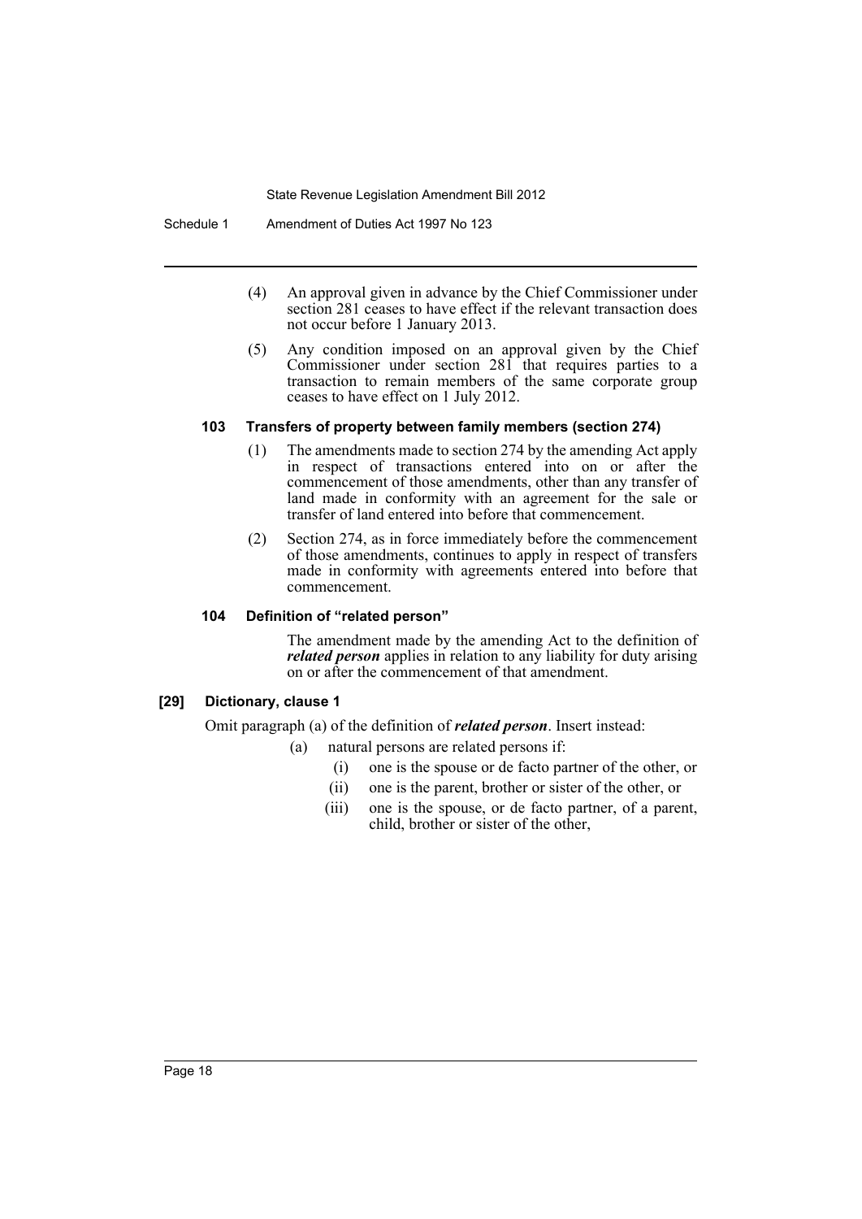(4) An approval given in advance by the Chief Commissioner under section 281 ceases to have effect if the relevant transaction does not occur before 1 January 2013.

(5) Any condition imposed on an approval given by the Chief Commissioner under section 281 that requires parties to a transaction to remain members of the same corporate group ceases to have effect on 1 July 2012.

#### 103 Transfers of property between family members (section 274)

(1) The amendments made to section 274 by the amending Act apply in respect of transactions entered into on or after the commencement of those amendments, other than any transfer of land made in conformity with an agreement for the sale or transfer of land entered into before that commencement.

(2) Section 274, as in force immediately before the commencement of those amendments, continues to apply in respect of transfers made in conformity with agreements entered into before that commencement.

#### 104 Definition of "related person"

The amendment made by the amending Act to the definition of ***related person*** applies in relation to any liability for duty arising on or after the commencement of that amendment.

### [29] Dictionary, clause 1

Omit paragraph (a) of the definition of ***related person***. Insert instead:

(a) natural persons are related persons if:

(i) one is the spouse or de facto partner of the other, or

(ii) one is the parent, brother or sister of the other, or

(iii) one is the spouse, or de facto partner, of a parent, child, brother or sister of the other,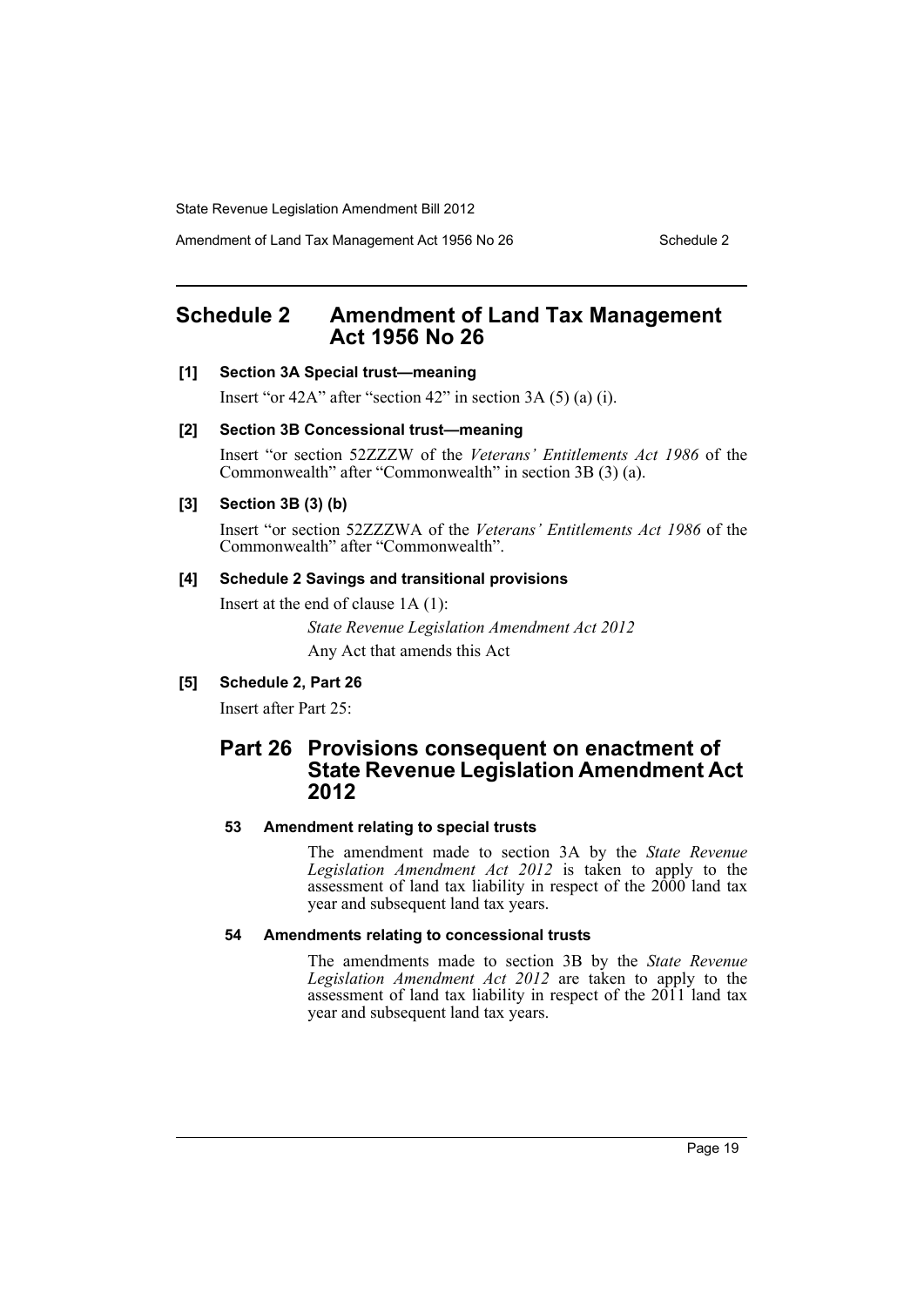# Schedule 2 Amendment of Land Tax Management Act 1956 No 26

**[1] Section 3A Special trust—meaning**

Insert "or 42A" after "section 42" in section 3A (5) (a) (i).

**[2] Section 3B Concessional trust—meaning**

Insert "or section 52ZZZW of the *Veterans' Entitlements Act 1986* of the Commonwealth" after "Commonwealth" in section 3B (3) (a).

**[3] Section 3B (3) (b)**

Insert "or section 52ZZZWA of the *Veterans' Entitlements Act 1986* of the Commonwealth" after "Commonwealth".

**[4] Schedule 2 Savings and transitional provisions**

Insert at the end of clause 1A (1):

*State Revenue Legislation Amendment Act 2012*

Any Act that amends this Act

**[5] Schedule 2, Part 26**

Insert after Part 25:

## Part 26 Provisions consequent on enactment of State Revenue Legislation Amendment Act 2012

**53 Amendment relating to special trusts**

The amendment made to section 3A by the *State Revenue Legislation Amendment Act 2012* is taken to apply to the assessment of land tax liability in respect of the 2000 land tax year and subsequent land tax years.

**54 Amendments relating to concessional trusts**

The amendments made to section 3B by the *State Revenue Legislation Amendment Act 2012* are taken to apply to the assessment of land tax liability in respect of the 2011 land tax year and subsequent land tax years.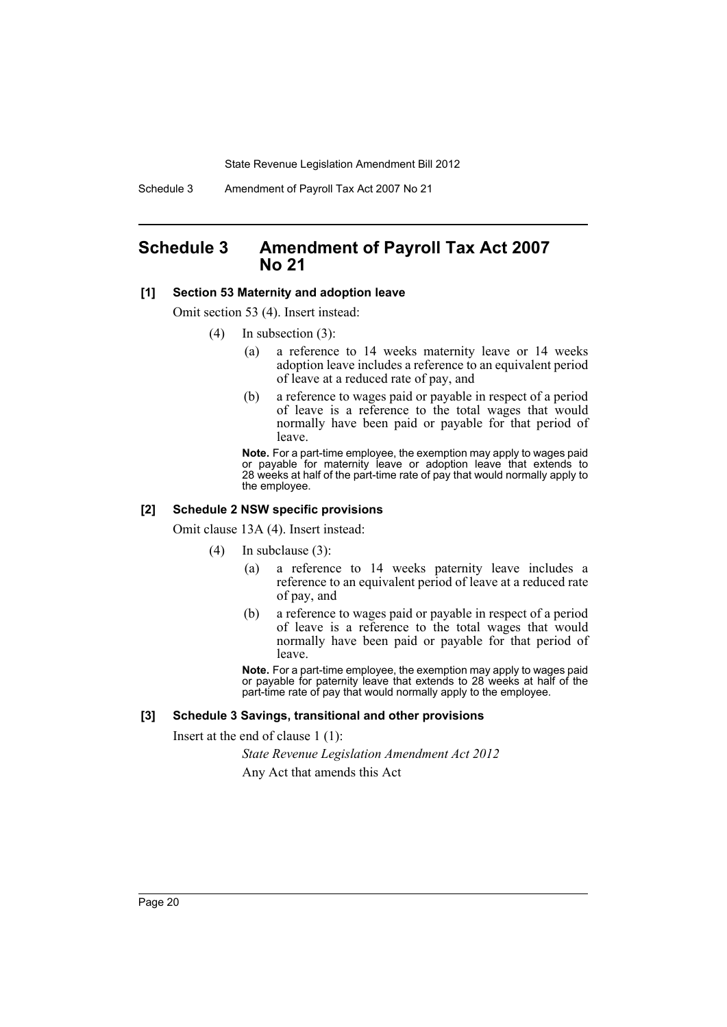# Schedule 3 Amendment of Payroll Tax Act 2007 No 21

**[1] Section 53 Maternity and adoption leave**

Omit section 53 (4). Insert instead:

(4) In subsection (3):

(a) a reference to 14 weeks maternity leave or 14 weeks adoption leave includes a reference to an equivalent period of leave at a reduced rate of pay, and

(b) a reference to wages paid or payable in respect of a period of leave is a reference to the total wages that would normally have been paid or payable for that period of leave.

**Note.** For a part-time employee, the exemption may apply to wages paid or payable for maternity leave or adoption leave that extends to 28 weeks at half of the part-time rate of pay that would normally apply to the employee.

**[2] Schedule 2 NSW specific provisions**

Omit clause 13A (4). Insert instead:

(4) In subclause (3):

(a) a reference to 14 weeks paternity leave includes a reference to an equivalent period of leave at a reduced rate of pay, and

(b) a reference to wages paid or payable in respect of a period of leave is a reference to the total wages that would normally have been paid or payable for that period of leave.

**Note.** For a part-time employee, the exemption may apply to wages paid or payable for paternity leave that extends to 28 weeks at half of the part-time rate of pay that would normally apply to the employee.

**[3] Schedule 3 Savings, transitional and other provisions**

Insert at the end of clause 1 (1):

*State Revenue Legislation Amendment Act 2012*

Any Act that amends this Act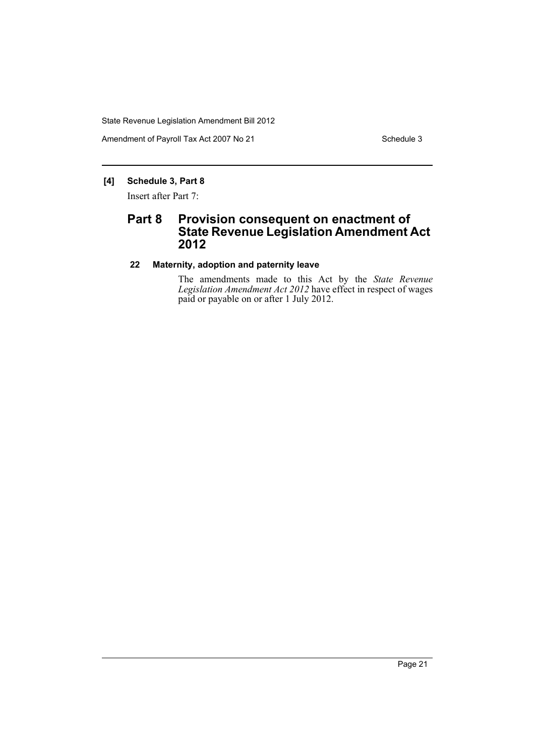**[4] Schedule 3, Part 8**

Insert after Part 7:

## Part 8 Provision consequent on enactment of State Revenue Legislation Amendment Act 2012

### 22 Maternity, adoption and paternity leave

The amendments made to this Act by the *State Revenue Legislation Amendment Act 2012* have effect in respect of wages paid or payable on or after 1 July 2012.